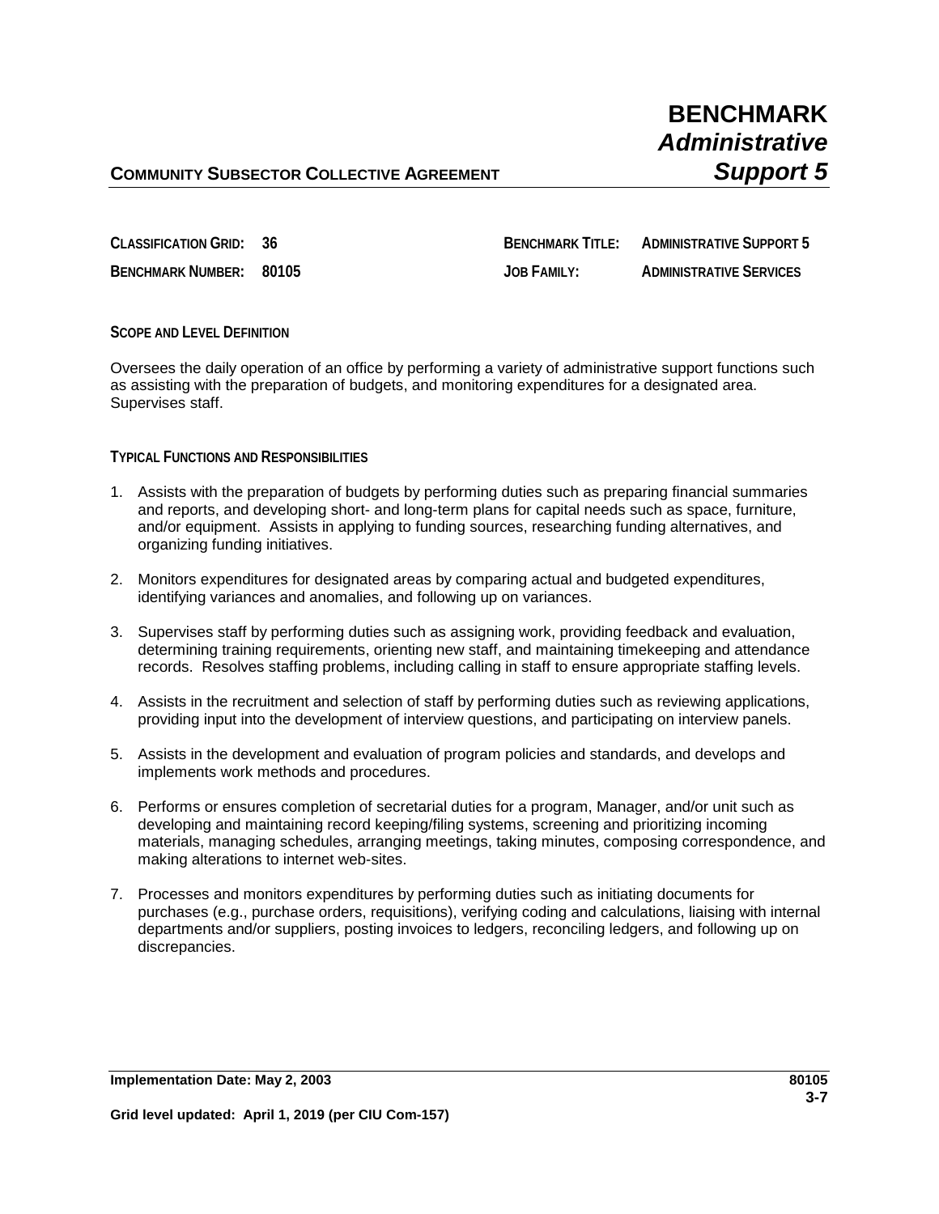# BENCHMARK
## *Administrative Support 5*

**COMMUNITY SUBSECTOR COLLECTIVE AGREEMENT**

| | | | |
|---|---|---|---|
| **CLASSIFICATION GRID:** | **36** | **BENCHMARK TITLE:** | **ADMINISTRATIVE SUPPORT 5** |
| **BENCHMARK NUMBER:** | **80105** | **JOB FAMILY:** | **ADMINISTRATIVE SERVICES** |

**SCOPE AND LEVEL DEFINITION**

Oversees the daily operation of an office by performing a variety of administrative support functions such as assisting with the preparation of budgets, and monitoring expenditures for a designated area. Supervises staff.

**TYPICAL FUNCTIONS AND RESPONSIBILITIES**

1. Assists with the preparation of budgets by performing duties such as preparing financial summaries and reports, and developing short- and long-term plans for capital needs such as space, furniture, and/or equipment. Assists in applying to funding sources, researching funding alternatives, and organizing funding initiatives.

2. Monitors expenditures for designated areas by comparing actual and budgeted expenditures, identifying variances and anomalies, and following up on variances.

3. Supervises staff by performing duties such as assigning work, providing feedback and evaluation, determining training requirements, orienting new staff, and maintaining timekeeping and attendance records. Resolves staffing problems, including calling in staff to ensure appropriate staffing levels.

4. Assists in the recruitment and selection of staff by performing duties such as reviewing applications, providing input into the development of interview questions, and participating on interview panels.

5. Assists in the development and evaluation of program policies and standards, and develops and implements work methods and procedures.

6. Performs or ensures completion of secretarial duties for a program, Manager, and/or unit such as developing and maintaining record keeping/filing systems, screening and prioritizing incoming materials, managing schedules, arranging meetings, taking minutes, composing correspondence, and making alterations to internet web-sites.

7. Processes and monitors expenditures by performing duties such as initiating documents for purchases (e.g., purchase orders, requisitions), verifying coding and calculations, liaising with internal departments and/or suppliers, posting invoices to ledgers, reconciling ledgers, and following up on discrepancies.

**Implementation Date: May 2, 2003**

**Grid level updated: April 1, 2019 (per CIU Com-157)**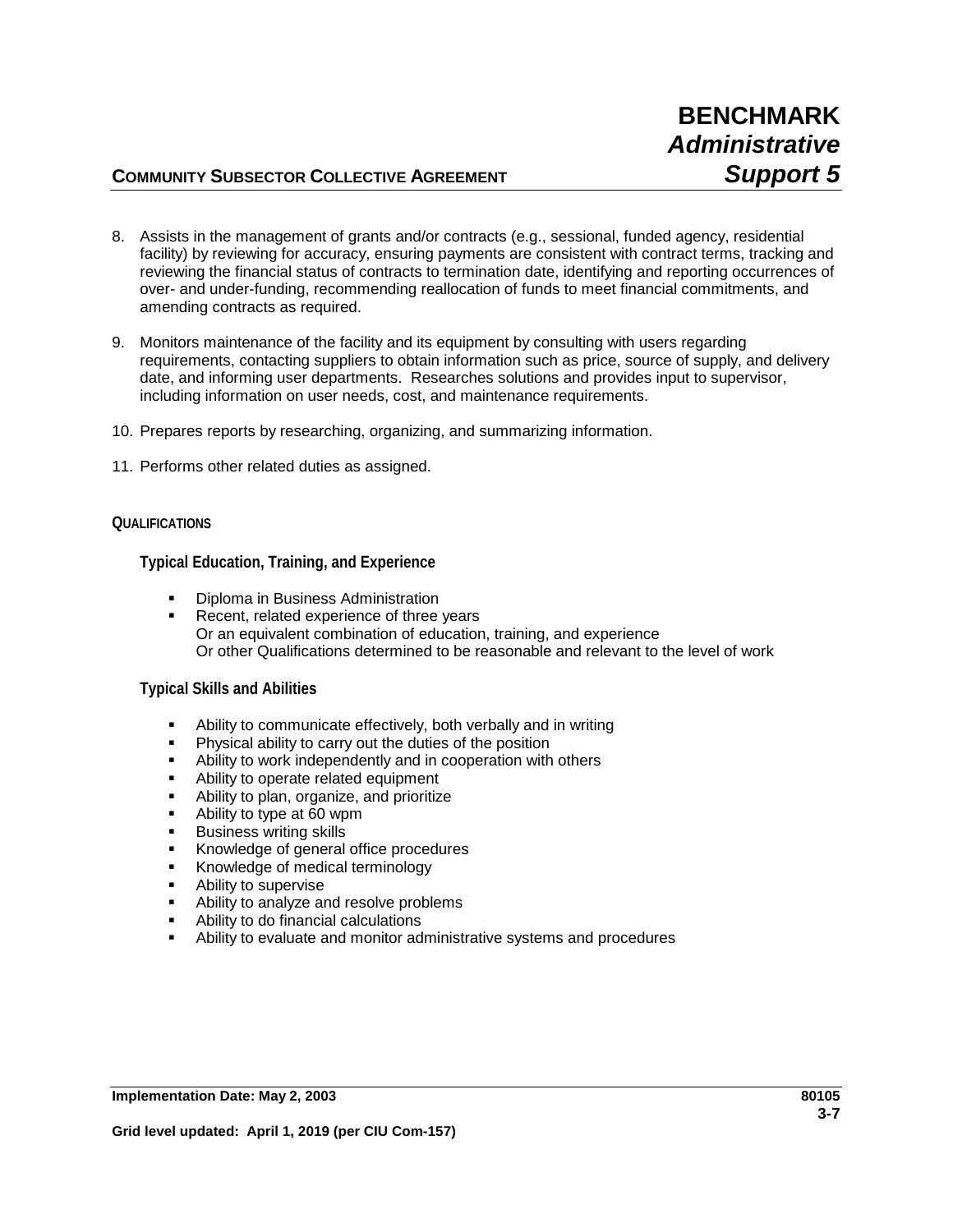8. Assists in the management of grants and/or contracts (e.g., sessional, funded agency, residential facility) by reviewing for accuracy, ensuring payments are consistent with contract terms, tracking and reviewing the financial status of contracts to termination date, identifying and reporting occurrences of over- and under-funding, recommending reallocation of funds to meet financial commitments, and amending contracts as required.

9. Monitors maintenance of the facility and its equipment by consulting with users regarding requirements, contacting suppliers to obtain information such as price, source of supply, and delivery date, and informing user departments. Researches solutions and provides input to supervisor, including information on user needs, cost, and maintenance requirements.

10. Prepares reports by researching, organizing, and summarizing information.

11. Performs other related duties as assigned.

## QUALIFICATIONS

### Typical Education, Training, and Experience

- Diploma in Business Administration
- Recent, related experience of three years
  Or an equivalent combination of education, training, and experience
  Or other Qualifications determined to be reasonable and relevant to the level of work

### Typical Skills and Abilities

- Ability to communicate effectively, both verbally and in writing
- Physical ability to carry out the duties of the position
- Ability to work independently and in cooperation with others
- Ability to operate related equipment
- Ability to plan, organize, and prioritize
- Ability to type at 60 wpm
- Business writing skills
- Knowledge of general office procedures
- Knowledge of medical terminology
- Ability to supervise
- Ability to analyze and resolve problems
- Ability to do financial calculations
- Ability to evaluate and monitor administrative systems and procedures

**Implementation Date: May 2, 2003** **80105**

**Grid level updated: April 1, 2019 (per CIU Com-157)**